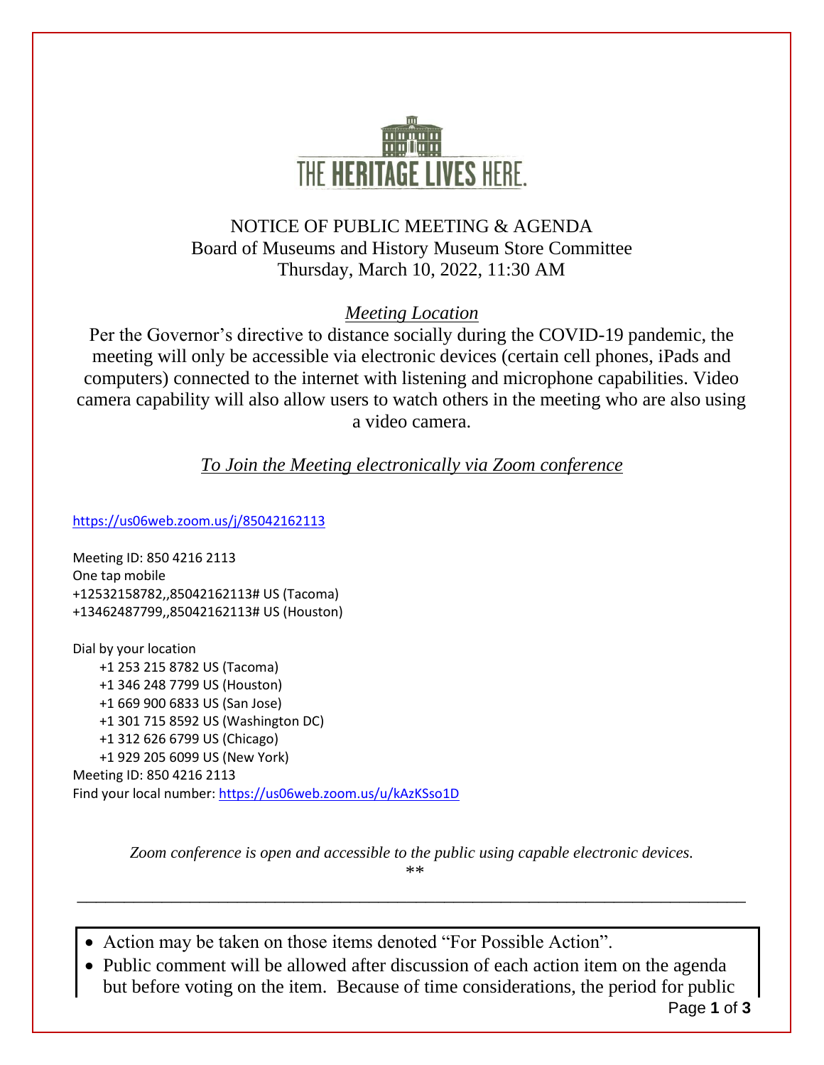THE HERITAGE LIVES HERE.

NOTICE OF PUBLIC MEETING & AGENDA
Board of Museums and History Museum Store Committee
Thursday, March 10, 2022, 11:30 AM

*Meeting Location*

Per the Governor's directive to distance socially during the COVID-19 pandemic, the meeting will only be accessible via electronic devices (certain cell phones, iPads and computers) connected to the internet with listening and microphone capabilities. Video camera capability will also allow users to watch others in the meeting who are also using a video camera.

*To Join the Meeting electronically via Zoom conference*

https://us06web.zoom.us/j/85042162113

Meeting ID: 850 4216 2113
One tap mobile
+12532158782,,85042162113# US (Tacoma)
+13462487799,,85042162113# US (Houston)

Dial by your location
+1 253 215 8782 US (Tacoma)
+1 346 248 7799 US (Houston)
+1 669 900 6833 US (San Jose)
+1 301 715 8592 US (Washington DC)
+1 312 626 6799 US (Chicago)
+1 929 205 6099 US (New York)
Meeting ID: 850 4216 2113
Find your local number: https://us06web.zoom.us/u/kAzKSso1D

*Zoom conference is open and accessible to the public using capable electronic devices.*
**

---

- Action may be taken on those items denoted "For Possible Action".
- Public comment will be allowed after discussion of each action item on the agenda but before voting on the item. Because of time considerations, the period for public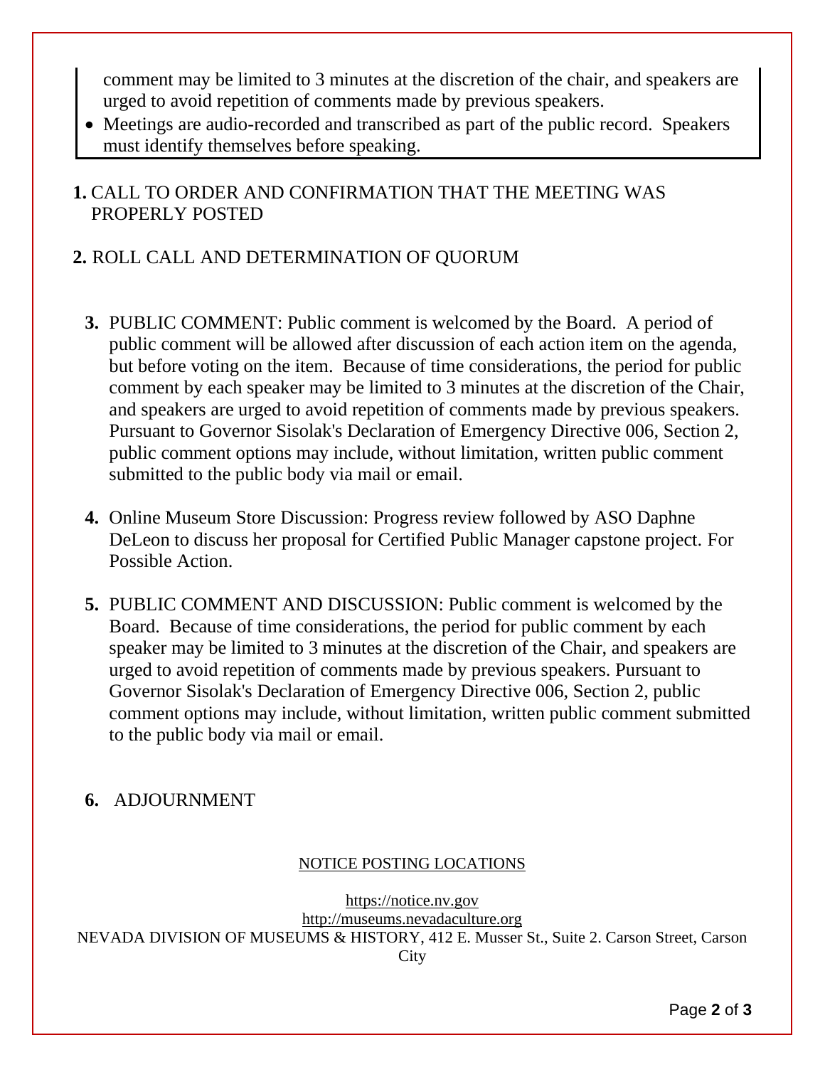comment may be limited to 3 minutes at the discretion of the chair, and speakers are urged to avoid repetition of comments made by previous speakers.

- Meetings are audio-recorded and transcribed as part of the public record. Speakers must identify themselves before speaking.

**1.** CALL TO ORDER AND CONFIRMATION THAT THE MEETING WAS PROPERLY POSTED

**2.** ROLL CALL AND DETERMINATION OF QUORUM

**3.** PUBLIC COMMENT: Public comment is welcomed by the Board. A period of public comment will be allowed after discussion of each action item on the agenda, but before voting on the item. Because of time considerations, the period for public comment by each speaker may be limited to 3 minutes at the discretion of the Chair, and speakers are urged to avoid repetition of comments made by previous speakers. Pursuant to Governor Sisolak's Declaration of Emergency Directive 006, Section 2, public comment options may include, without limitation, written public comment submitted to the public body via mail or email.

**4.** Online Museum Store Discussion: Progress review followed by ASO Daphne DeLeon to discuss her proposal for Certified Public Manager capstone project. For Possible Action.

**5.** PUBLIC COMMENT AND DISCUSSION: Public comment is welcomed by the Board. Because of time considerations, the period for public comment by each speaker may be limited to 3 minutes at the discretion of the Chair, and speakers are urged to avoid repetition of comments made by previous speakers. Pursuant to Governor Sisolak's Declaration of Emergency Directive 006, Section 2, public comment options may include, without limitation, written public comment submitted to the public body via mail or email.

**6.** ADJOURNMENT

NOTICE POSTING LOCATIONS

https://notice.nv.gov
http://museums.nevadaculture.org
NEVADA DIVISION OF MUSEUMS & HISTORY, 412 E. Musser St., Suite 2. Carson Street, Carson City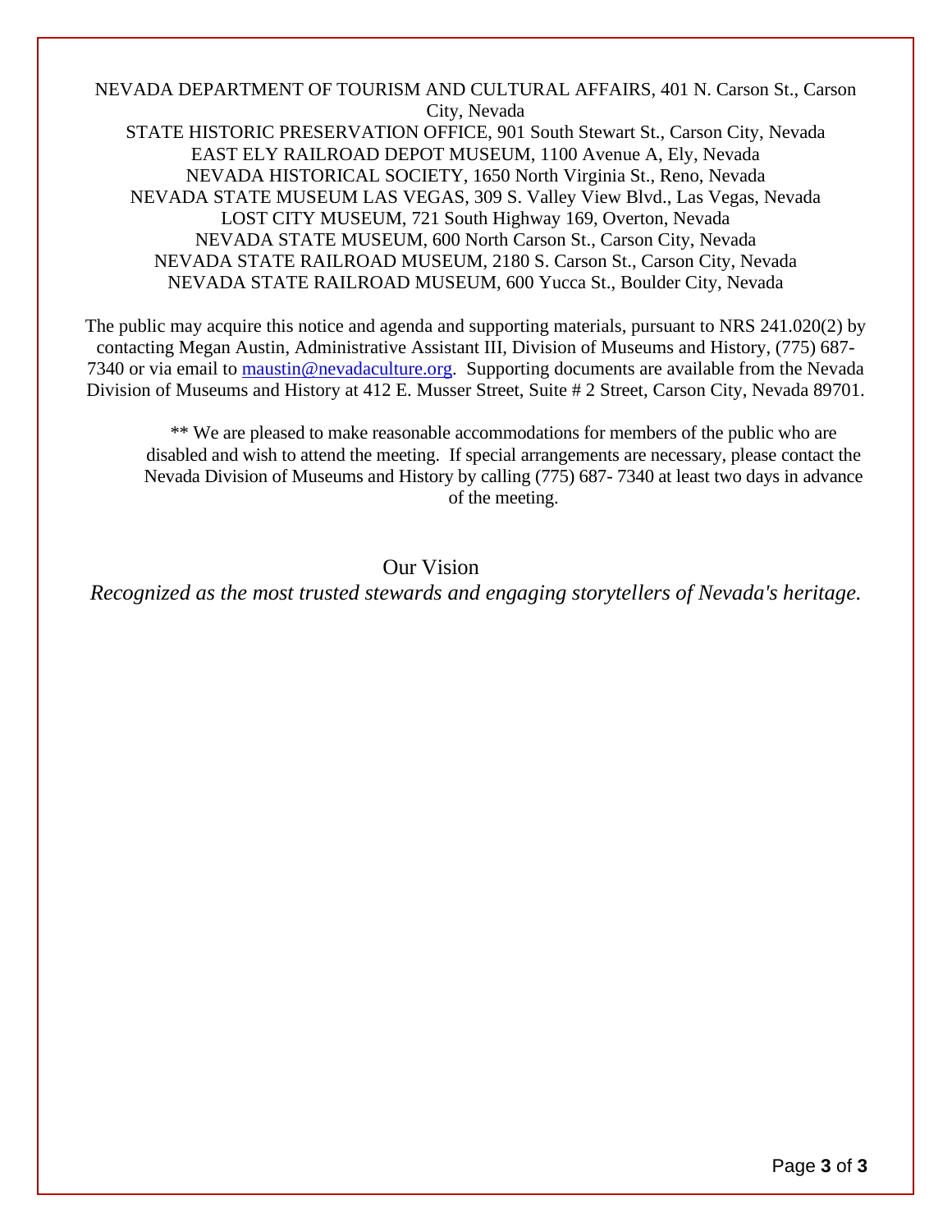NEVADA DEPARTMENT OF TOURISM AND CULTURAL AFFAIRS, 401 N. Carson St., Carson City, Nevada
STATE HISTORIC PRESERVATION OFFICE, 901 South Stewart St., Carson City, Nevada
EAST ELY RAILROAD DEPOT MUSEUM, 1100 Avenue A, Ely, Nevada
NEVADA HISTORICAL SOCIETY, 1650 North Virginia St., Reno, Nevada
NEVADA STATE MUSEUM LAS VEGAS, 309 S. Valley View Blvd., Las Vegas, Nevada
LOST CITY MUSEUM, 721 South Highway 169, Overton, Nevada
NEVADA STATE MUSEUM, 600 North Carson St., Carson City, Nevada
NEVADA STATE RAILROAD MUSEUM, 2180 S. Carson St., Carson City, Nevada
NEVADA STATE RAILROAD MUSEUM, 600 Yucca St., Boulder City, Nevada

The public may acquire this notice and agenda and supporting materials, pursuant to NRS 241.020(2) by contacting Megan Austin, Administrative Assistant III, Division of Museums and History, (775) 687-7340 or via email to maustin@nevadaculture.org. Supporting documents are available from the Nevada Division of Museums and History at 412 E. Musser Street, Suite # 2 Street, Carson City, Nevada 89701.

** We are pleased to make reasonable accommodations for members of the public who are disabled and wish to attend the meeting. If special arrangements are necessary, please contact the Nevada Division of Museums and History by calling (775) 687- 7340 at least two days in advance of the meeting.

Our Vision

*Recognized as the most trusted stewards and engaging storytellers of Nevada's heritage.*